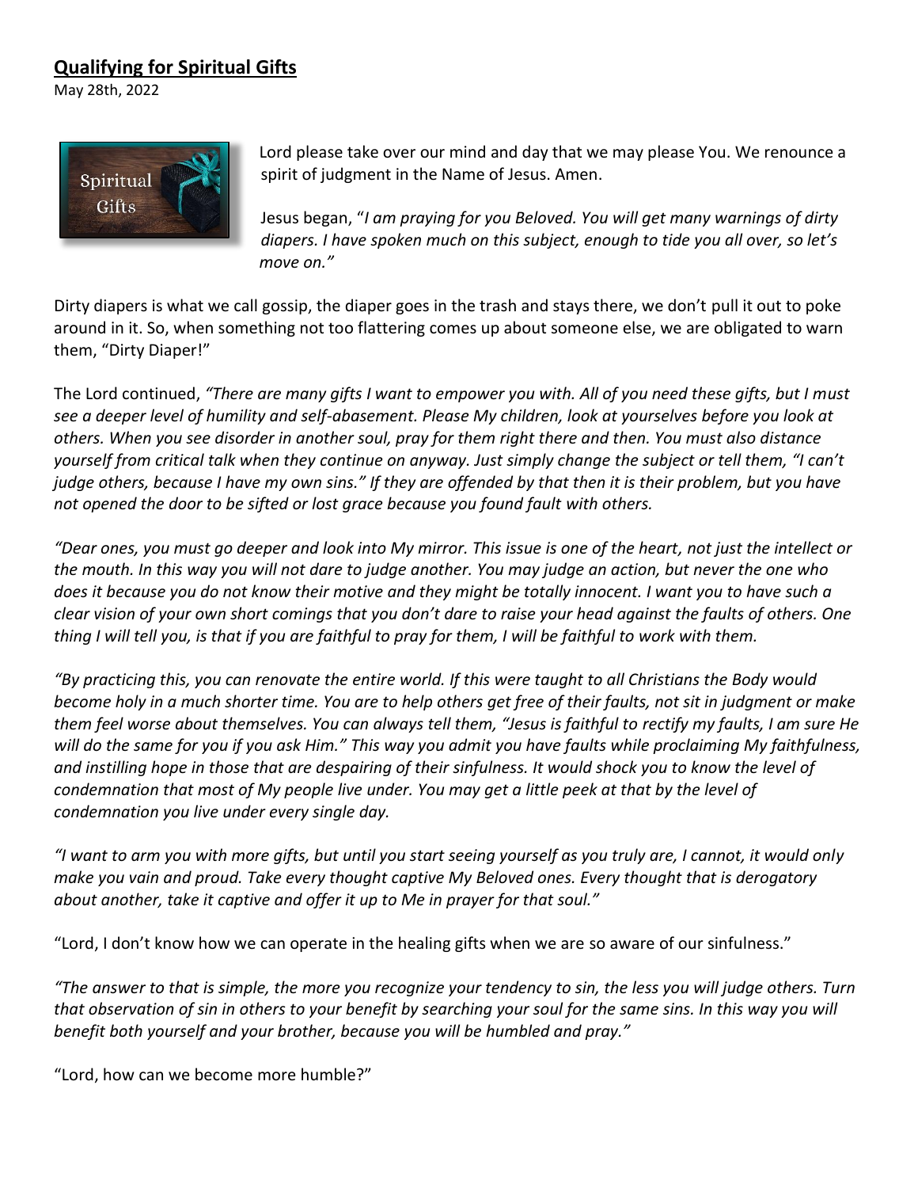**Qualifying for Spiritual Gifts**

May 28th, 2022

Lord please take over our mind and day that we may please You. We renounce a spirit of judgment in the Name of Jesus. Amen.

Jesus began, "*I am praying for you Beloved. You will get many warnings of dirty diapers. I have spoken much on this subject, enough to tide you all over, so let's move on."*

Dirty diapers is what we call gossip, the diaper goes in the trash and stays there, we don't pull it out to poke around in it. So, when something not too flattering comes up about someone else, we are obligated to warn them, "Dirty Diaper!"

The Lord continued, *"There are many gifts I want to empower you with. All of you need these gifts, but I must see a deeper level of humility and self-abasement. Please My children, look at yourselves before you look at others. When you see disorder in another soul, pray for them right there and then. You must also distance yourself from critical talk when they continue on anyway. Just simply change the subject or tell them, "I can't judge others, because I have my own sins." If they are offended by that then it is their problem, but you have not opened the door to be sifted or lost grace because you found fault with others.*

*"Dear ones, you must go deeper and look into My mirror. This issue is one of the heart, not just the intellect or the mouth. In this way you will not dare to judge another. You may judge an action, but never the one who does it because you do not know their motive and they might be totally innocent. I want you to have such a clear vision of your own short comings that you don't dare to raise your head against the faults of others. One thing I will tell you, is that if you are faithful to pray for them, I will be faithful to work with them.*

*"By practicing this, you can renovate the entire world. If this were taught to all Christians the Body would become holy in a much shorter time. You are to help others get free of their faults, not sit in judgment or make them feel worse about themselves. You can always tell them, "Jesus is faithful to rectify my faults, I am sure He will do the same for you if you ask Him." This way you admit you have faults while proclaiming My faithfulness, and instilling hope in those that are despairing of their sinfulness. It would shock you to know the level of condemnation that most of My people live under. You may get a little peek at that by the level of condemnation you live under every single day.*

*"I want to arm you with more gifts, but until you start seeing yourself as you truly are, I cannot, it would only make you vain and proud. Take every thought captive My Beloved ones. Every thought that is derogatory about another, take it captive and offer it up to Me in prayer for that soul."*

"Lord, I don't know how we can operate in the healing gifts when we are so aware of our sinfulness."

*"The answer to that is simple, the more you recognize your tendency to sin, the less you will judge others. Turn that observation of sin in others to your benefit by searching your soul for the same sins. In this way you will benefit both yourself and your brother, because you will be humbled and pray."*

"Lord, how can we become more humble?"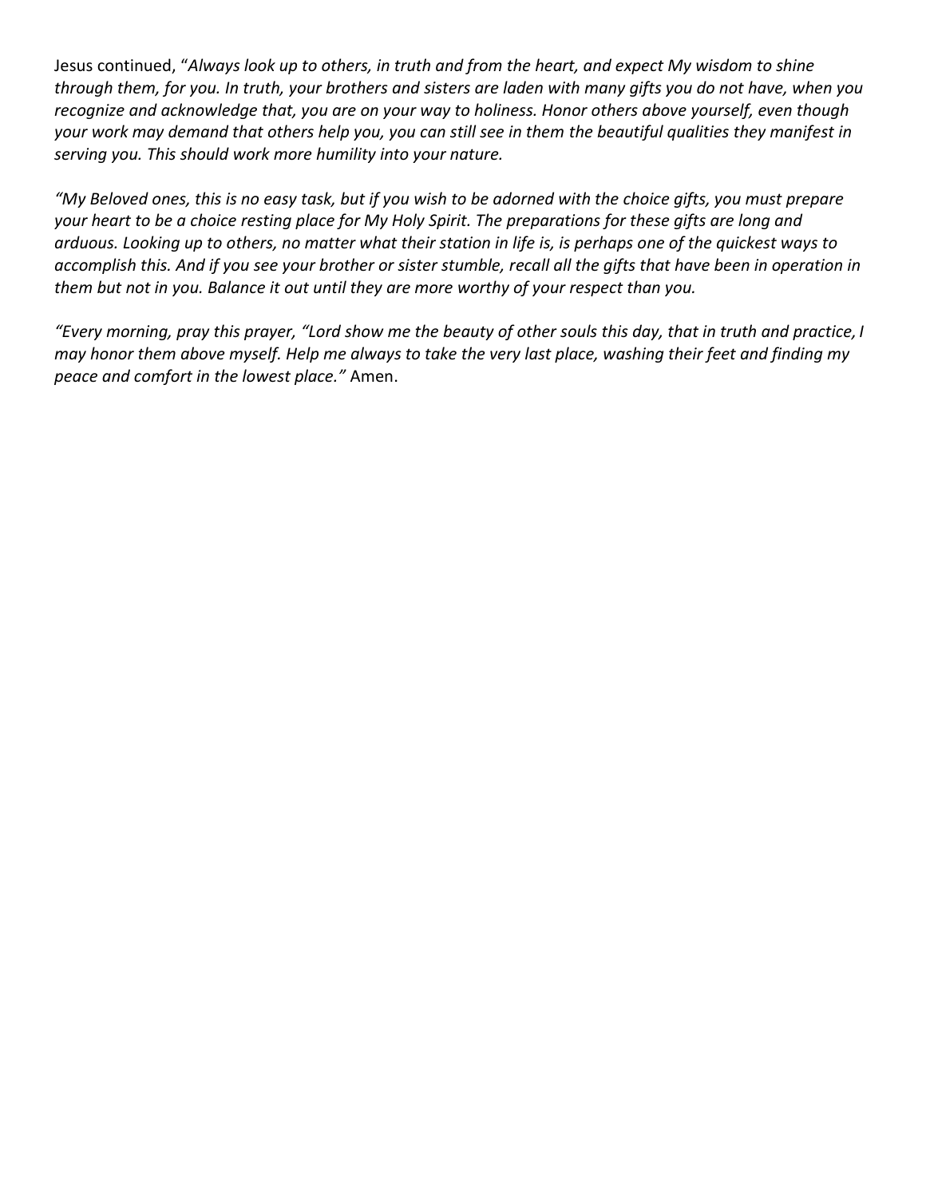Jesus continued, "*Always look up to others, in truth and from the heart, and expect My wisdom to shine through them, for you. In truth, your brothers and sisters are laden with many gifts you do not have, when you recognize and acknowledge that, you are on your way to holiness. Honor others above yourself, even though your work may demand that others help you, you can still see in them the beautiful qualities they manifest in serving you. This should work more humility into your nature.*

*"My Beloved ones, this is no easy task, but if you wish to be adorned with the choice gifts, you must prepare your heart to be a choice resting place for My Holy Spirit. The preparations for these gifts are long and arduous. Looking up to others, no matter what their station in life is, is perhaps one of the quickest ways to accomplish this. And if you see your brother or sister stumble, recall all the gifts that have been in operation in them but not in you. Balance it out until they are more worthy of your respect than you.*

*"Every morning, pray this prayer, "Lord show me the beauty of other souls this day, that in truth and practice, I may honor them above myself. Help me always to take the very last place, washing their feet and finding my peace and comfort in the lowest place."* Amen.